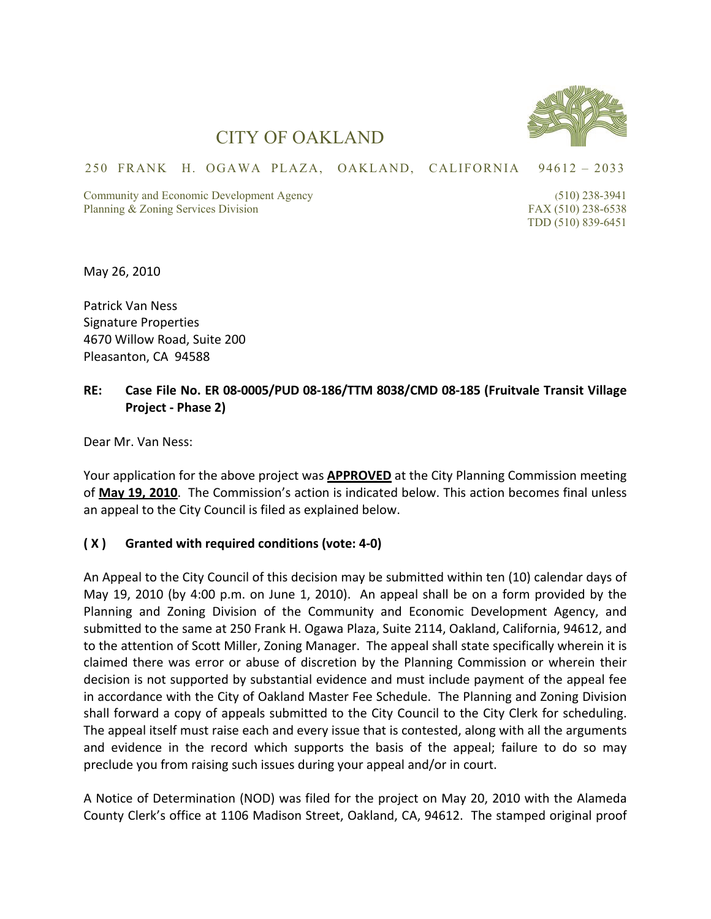# CITY OF OAKLAND

250 FRANK H. OGAWA PLAZA, OAKLAND, CALIFORNIA 94612 – 2033

Community and Economic Development Agency  
Planning & Zoning Services Division

(510) 238-3941  
FAX (510) 238-6538  
TDD (510) 839-6451

May 26, 2010

Patrick Van Ness  
Signature Properties  
4670 Willow Road, Suite 200  
Pleasanton, CA 94588

**RE: Case File No. ER 08-0005/PUD 08-186/TTM 8038/CMD 08-185 (Fruitvale Transit Village Project - Phase 2)**

Dear Mr. Van Ness:

Your application for the above project was **APPROVED** at the City Planning Commission meeting of **May 19, 2010**. The Commission's action is indicated below. This action becomes final unless an appeal to the City Council is filed as explained below.

**( X ) Granted with required conditions (vote: 4-0)**

An Appeal to the City Council of this decision may be submitted within ten (10) calendar days of May 19, 2010 (by 4:00 p.m. on June 1, 2010). An appeal shall be on a form provided by the Planning and Zoning Division of the Community and Economic Development Agency, and submitted to the same at 250 Frank H. Ogawa Plaza, Suite 2114, Oakland, California, 94612, and to the attention of Scott Miller, Zoning Manager. The appeal shall state specifically wherein it is claimed there was error or abuse of discretion by the Planning Commission or wherein their decision is not supported by substantial evidence and must include payment of the appeal fee in accordance with the City of Oakland Master Fee Schedule. The Planning and Zoning Division shall forward a copy of appeals submitted to the City Council to the City Clerk for scheduling. The appeal itself must raise each and every issue that is contested, along with all the arguments and evidence in the record which supports the basis of the appeal; failure to do so may preclude you from raising such issues during your appeal and/or in court.

A Notice of Determination (NOD) was filed for the project on May 20, 2010 with the Alameda County Clerk's office at 1106 Madison Street, Oakland, CA, 94612. The stamped original proof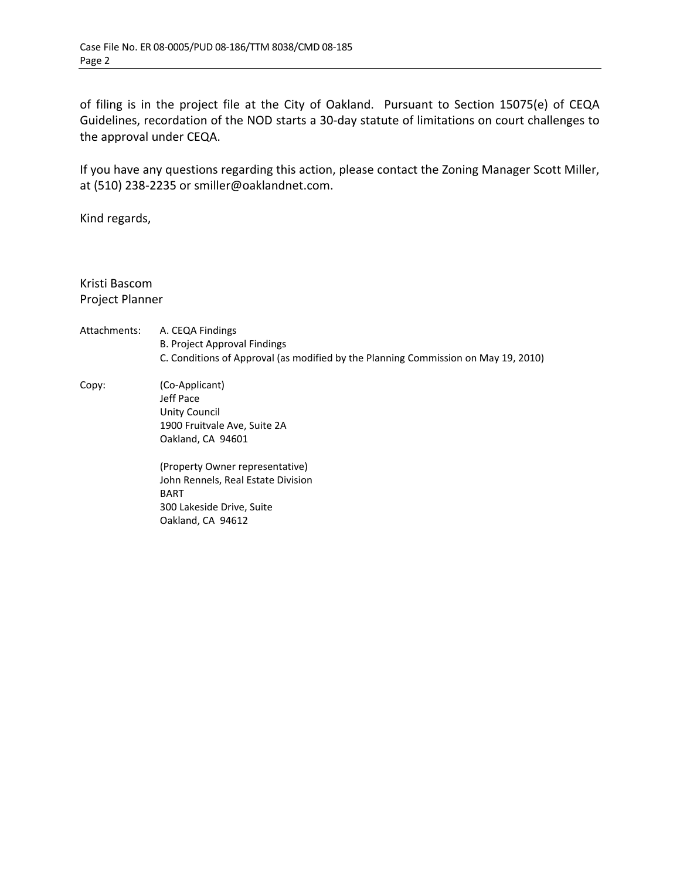of filing is in the project file at the City of Oakland. Pursuant to Section 15075(e) of CEQA Guidelines, recordation of the NOD starts a 30-day statute of limitations on court challenges to the approval under CEQA.

If you have any questions regarding this action, please contact the Zoning Manager Scott Miller, at (510) 238-2235 or smiller@oaklandnet.com.

Kind regards,

Kristi Bascom
Project Planner

Attachments:
A. CEQA Findings
B. Project Approval Findings
C. Conditions of Approval (as modified by the Planning Commission on May 19, 2010)

Copy:
(Co-Applicant)
Jeff Pace
Unity Council
1900 Fruitvale Ave, Suite 2A
Oakland, CA 94601

(Property Owner representative)
John Rennels, Real Estate Division
BART
300 Lakeside Drive, Suite
Oakland, CA 94612